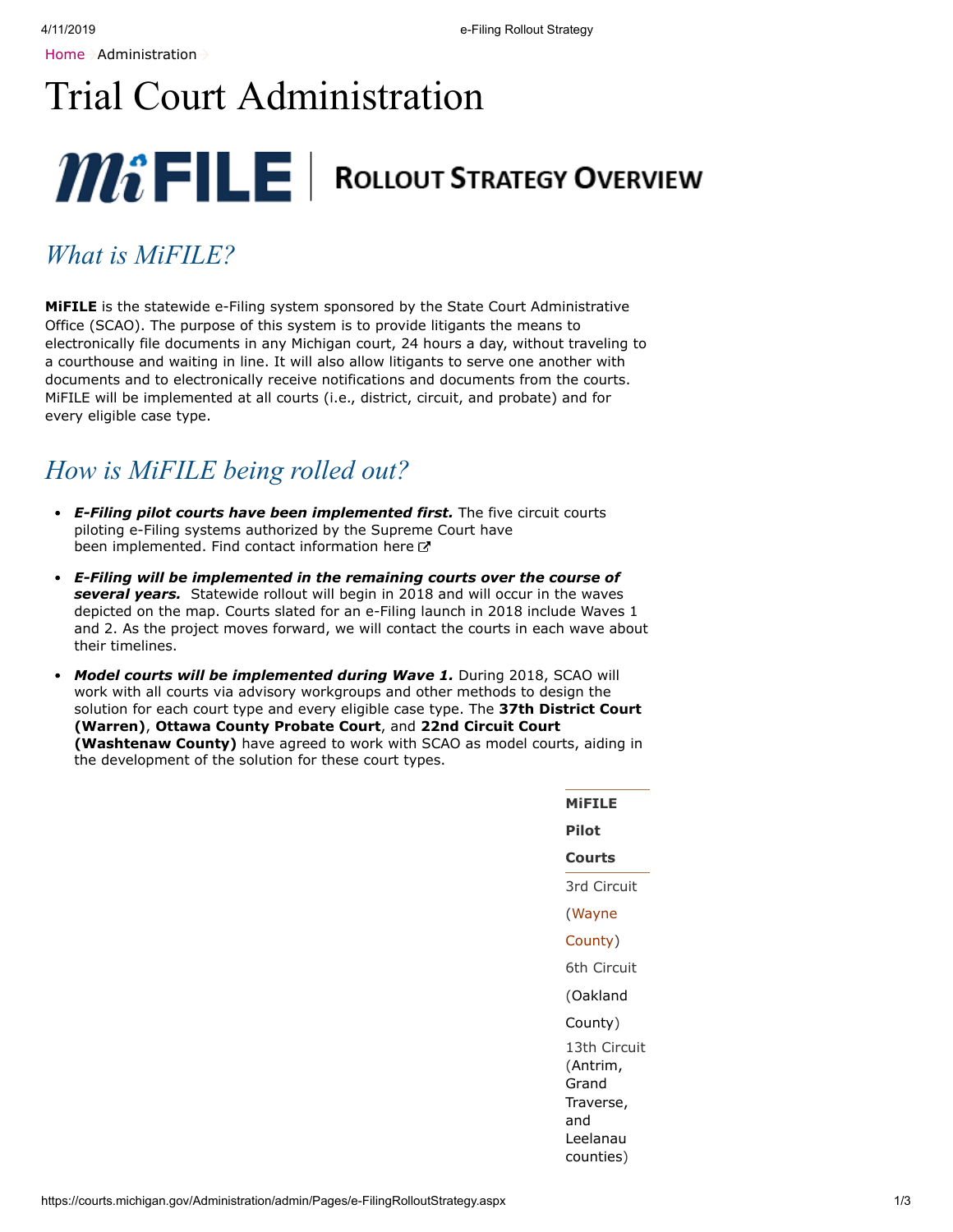Home > Administration >

# Trial Court Administration

## MiFILE | Rollout Strategy Overview

## *What is MiFILE?*

**MiFILE** is the statewide e-Filing system sponsored by the State Court Administrative Office (SCAO). The purpose of this system is to provide litigants the means to electronically file documents in any Michigan court, 24 hours a day, without traveling to a courthouse and waiting in line. It will also allow litigants to serve one another with documents and to electronically receive notifications and documents from the courts. MiFILE will be implemented at all courts (i.e., district, circuit, and probate) and for every eligible case type.

## *How is MiFILE being rolled out?*

- ***E-Filing pilot courts have been implemented first.*** The five circuit courts piloting e-Filing systems authorized by the Supreme Court have been implemented. Find contact information here
- ***E-Filing will be implemented in the remaining courts over the course of several years.*** Statewide rollout will begin in 2018 and will occur in the waves depicted on the map. Courts slated for an e-Filing launch in 2018 include Waves 1 and 2. As the project moves forward, we will contact the courts in each wave about their timelines.
- ***Model courts will be implemented during Wave 1.*** During 2018, SCAO will work with all courts via advisory workgroups and other methods to design the solution for each court type and every eligible case type. The **37th District Court (Warren)**, **Ottawa County Probate Court**, and **22nd Circuit Court (Washtenaw County)** have agreed to work with SCAO as model courts, aiding in the development of the solution for these court types.

| **MiFILE Pilot Courts** |
| --- |
| 3rd Circuit (Wayne County) |
| 6th Circuit (Oakland County) |
| 13th Circuit (Antrim, Grand Traverse, and Leelanau counties) |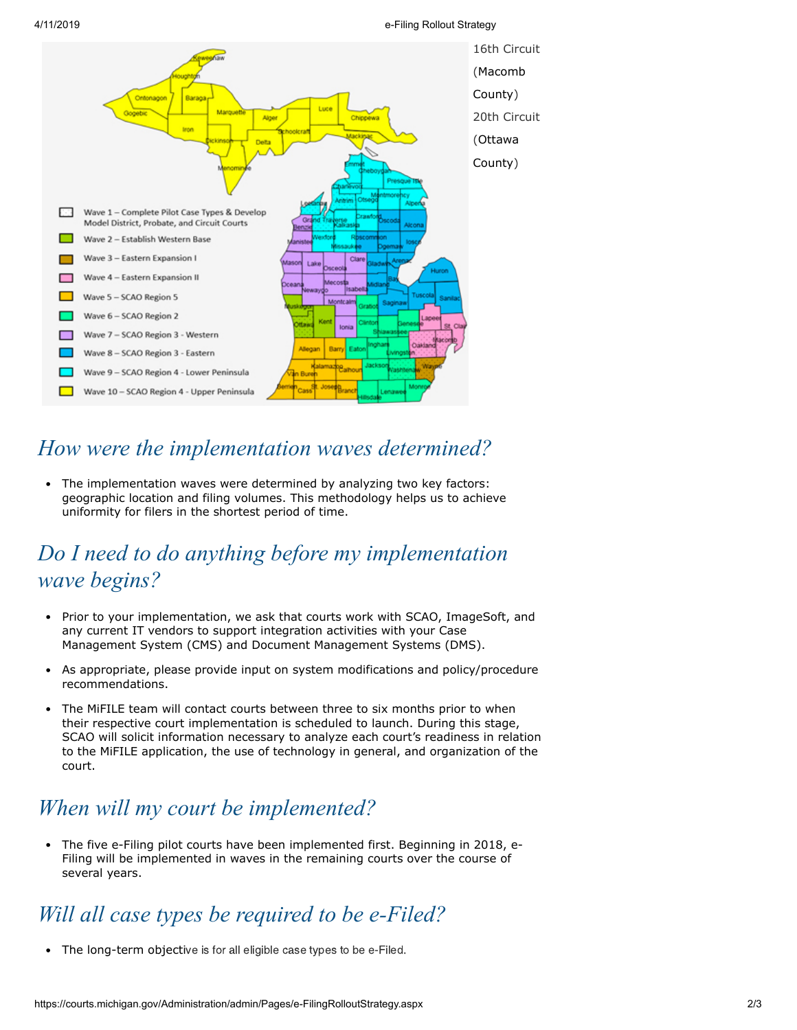16th Circuit (Macomb County)
20th Circuit (Ottawa County)

Wave 1 – Complete Pilot Case Types & Develop Model District, Probate, and Circuit Courts
Wave 2 – Establish Western Base
Wave 3 – Eastern Expansion I
Wave 4 – Eastern Expansion II
Wave 5 – SCAO Region 5
Wave 6 – SCAO Region 2
Wave 7 – SCAO Region 3 - Western
Wave 8 – SCAO Region 3 - Eastern
Wave 9 – SCAO Region 4 - Lower Peninsula
Wave 10 – SCAO Region 4 - Upper Peninsula

## *How were the implementation waves determined?*

- The implementation waves were determined by analyzing two key factors: geographic location and filing volumes. This methodology helps us to achieve uniformity for filers in the shortest period of time.

## *Do I need to do anything before my implementation wave begins?*

- Prior to your implementation, we ask that courts work with SCAO, ImageSoft, and any current IT vendors to support integration activities with your Case Management System (CMS) and Document Management Systems (DMS).
- As appropriate, please provide input on system modifications and policy/procedure recommendations.
- The MiFILE team will contact courts between three to six months prior to when their respective court implementation is scheduled to launch. During this stage, SCAO will solicit information necessary to analyze each court's readiness in relation to the MiFILE application, the use of technology in general, and organization of the court.

## *When will my court be implemented?*

- The five e-Filing pilot courts have been implemented first. Beginning in 2018, e-Filing will be implemented in waves in the remaining courts over the course of several years.

## *Will all case types be required to be e-Filed?*

- The long-term objective is for all eligible case types to be e-Filed.